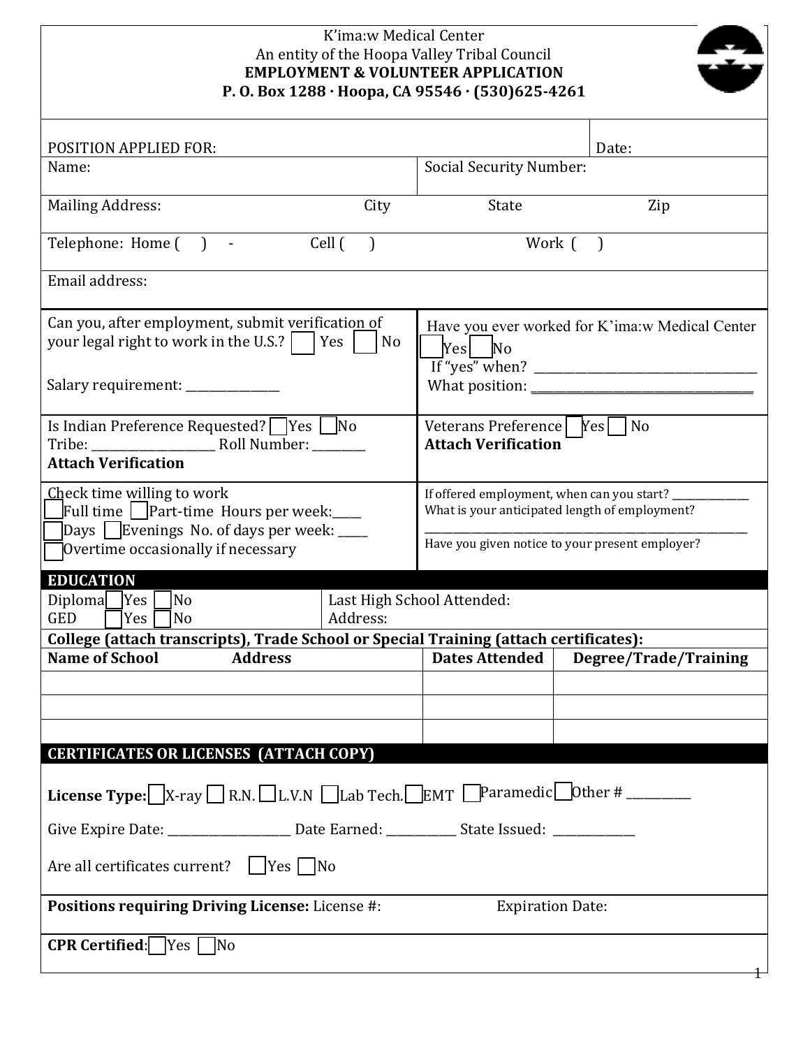K'ima:w Medical Center
An entity of the Hoopa Valley Tribal Council
**EMPLOYMENT & VOLUNTEER APPLICATION**
**P. O. Box 1288 · Hoopa, CA 95546 · (530)625-4261**

POSITION APPLIED FOR: Date:

Name: Social Security Number:

Mailing Address: City State Zip

Telephone: Home ( ) - Cell ( ) Work ( )

Email address:

Can you, after employment, submit verification of your legal right to work in the U.S.? ☐ Yes ☐ No

Salary requirement: _______________

Have you ever worked for K'ima:w Medical Center ☐ Yes ☐ No
If "yes" when? ___________________________________
What position: ___________________________________

Is Indian Preference Requested? ☐ Yes ☐ No
Tribe: ____________________ Roll Number: _________
**Attach Verification**

Veterans Preference ☐ Yes ☐ No
**Attach Verification**

Check time willing to work
☐ Full time ☐ Part-time Hours per week:_____
☐ Days ☐ Evenings No. of days per week: _____
☐ Overtime occasionally if necessary

If offered employment, when can you start? _____________
What is your anticipated length of employment?
_______________________________________________________
Have you given notice to your present employer?

## EDUCATION

Diploma ☐ Yes ☐ No
GED ☐ Yes ☐ No

Last High School Attended:
Address:

**College (attach transcripts), Trade School or Special Training (attach certificates):**

| Name of School Address | Dates Attended | Degree/Trade/Training |
|---|---|---|
| | | |
| | | |
| | | |

## CERTIFICATES OR LICENSES (ATTACH COPY)

**License Type:** ☐ X-ray ☐ R.N. ☐ L.V.N ☐ Lab Tech. ☐ EMT ☐ Paramedic ☐ Other # __________

Give Expire Date: ____________________ Date Earned: ___________ State Issued: _____________

Are all certificates current? ☐ Yes ☐ No

**Positions requiring Driving License:** License #: Expiration Date:

**CPR Certified**: ☐ Yes ☐ No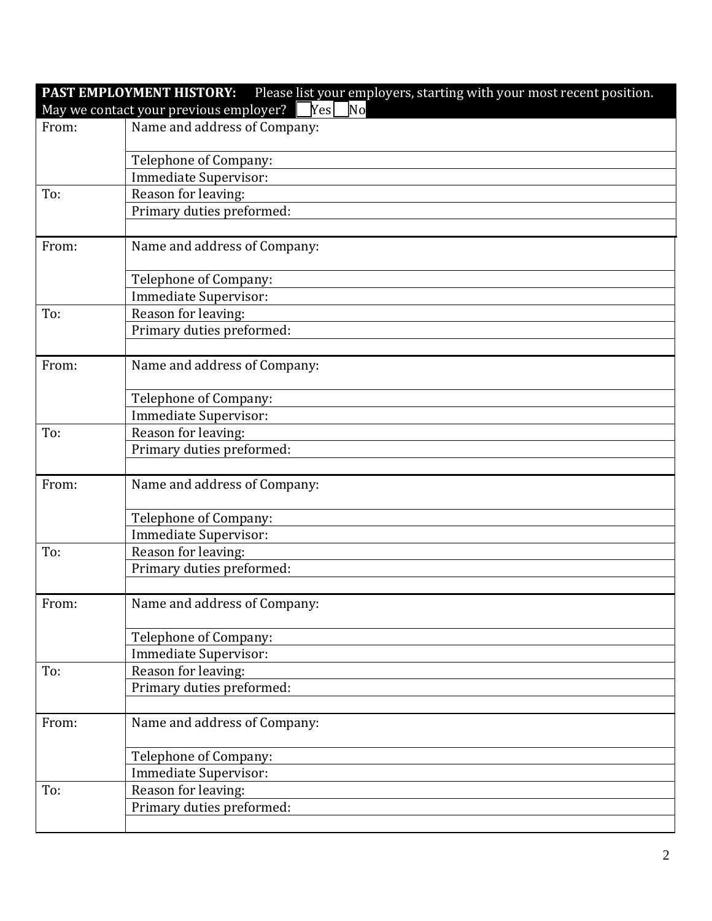**PAST EMPLOYMENT HISTORY:** Please list your employers, starting with your most recent position.

May we contact your previous employer? \_\_Yes \_\_No

| | |
|---|---|
| From: | Name and address of Company: |
| | Telephone of Company: |
| | Immediate Supervisor: |
| To: | Reason for leaving: |
| | Primary duties preformed: |
| | |
| From: | Name and address of Company: |
| | Telephone of Company: |
| | Immediate Supervisor: |
| To: | Reason for leaving: |
| | Primary duties preformed: |
| | |
| From: | Name and address of Company: |
| | Telephone of Company: |
| | Immediate Supervisor: |
| To: | Reason for leaving: |
| | Primary duties preformed: |
| | |
| From: | Name and address of Company: |
| | Telephone of Company: |
| | Immediate Supervisor: |
| To: | Reason for leaving: |
| | Primary duties preformed: |
| | |
| From: | Name and address of Company: |
| | Telephone of Company: |
| | Immediate Supervisor: |
| To: | Reason for leaving: |
| | Primary duties preformed: |
| | |
| From: | Name and address of Company: |
| | Telephone of Company: |
| | Immediate Supervisor: |
| To: | Reason for leaving: |
| | Primary duties preformed: |
| | |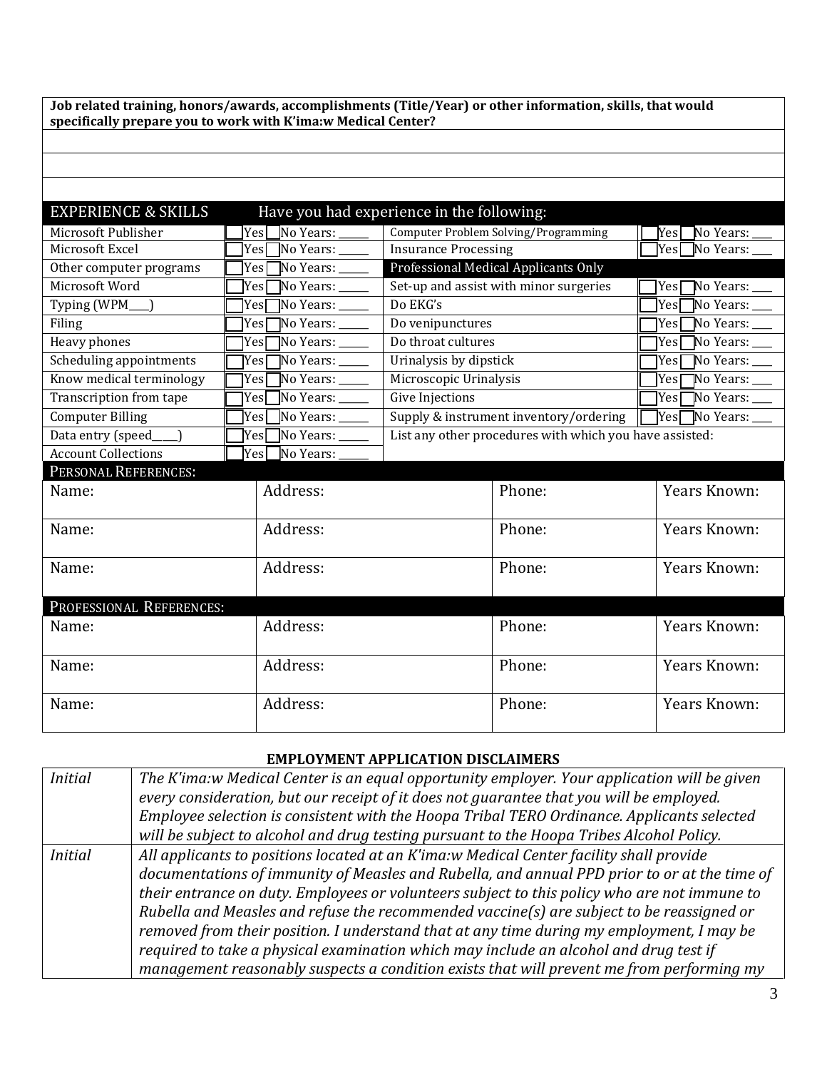| **Job related training, honors/awards, accomplishments (Title/Year) or other information, skills, that would specifically prepare you to work with K'ima:w Medical Center?** |
|---|
| |
| |
| |

| EXPERIENCE & SKILLS | Have you had experience in the following: | | |
|---|---|---|---|
| Microsoft Publisher | ☐Yes ☐No Years: _____ | Computer Problem Solving/Programming | ☐Yes ☐No Years: ___ |
| Microsoft Excel | ☐Yes ☐No Years: _____ | Insurance Processing | ☐Yes ☐No Years: ___ |
| Other computer programs | ☐Yes ☐No Years: _____ | **Professional Medical Applicants Only** | |
| Microsoft Word | ☐Yes ☐No Years: _____ | Set-up and assist with minor surgeries | ☐Yes ☐No Years: ___ |
| Typing (WPM___) | ☐Yes ☐No Years: _____ | Do EKG's | ☐Yes ☐No Years: ___ |
| Filing | ☐Yes ☐No Years: _____ | Do venipunctures | ☐Yes ☐No Years: ___ |
| Heavy phones | ☐Yes ☐No Years: _____ | Do throat cultures | ☐Yes ☐No Years: ___ |
| Scheduling appointments | ☐Yes ☐No Years: _____ | Urinalysis by dipstick | ☐Yes ☐No Years: ___ |
| Know medical terminology | ☐Yes ☐No Years: _____ | Microscopic Urinalysis | ☐Yes ☐No Years: ___ |
| Transcription from tape | ☐Yes ☐No Years: _____ | Give Injections | ☐Yes ☐No Years: ___ |
| Computer Billing | ☐Yes ☐No Years: _____ | Supply & instrument inventory/ordering | ☐Yes ☐No Years: ___ |
| Data entry (speed____) | ☐Yes ☐No Years: _____ | List any other procedures with which you have assisted: | |
| Account Collections | ☐Yes ☐No Years: _____ | | |

| PERSONAL REFERENCES: | | | |
|---|---|---|---|
| Name: | Address: | Phone: | Years Known: |
| Name: | Address: | Phone: | Years Known: |
| Name: | Address: | Phone: | Years Known: |

| PROFESSIONAL REFERENCES: | | | |
|---|---|---|---|
| Name: | Address: | Phone: | Years Known: |
| Name: | Address: | Phone: | Years Known: |
| Name: | Address: | Phone: | Years Known: |

### EMPLOYMENT APPLICATION DISCLAIMERS

| | |
|---|---|
| *Initial* | *The K'ima:w Medical Center is an equal opportunity employer. Your application will be given every consideration, but our receipt of it does not guarantee that you will be employed. Employee selection is consistent with the Hoopa Tribal TERO Ordinance. Applicants selected will be subject to alcohol and drug testing pursuant to the Hoopa Tribes Alcohol Policy.* |
| *Initial* | *All applicants to positions located at an K'ima:w Medical Center facility shall provide documentations of immunity of Measles and Rubella, and annual PPD prior to or at the time of their entrance on duty. Employees or volunteers subject to this policy who are not immune to Rubella and Measles and refuse the recommended vaccine(s) are subject to be reassigned or removed from their position. I understand that at any time during my employment, I may be required to take a physical examination which may include an alcohol and drug test if management reasonably suspects a condition exists that will prevent me from performing my* |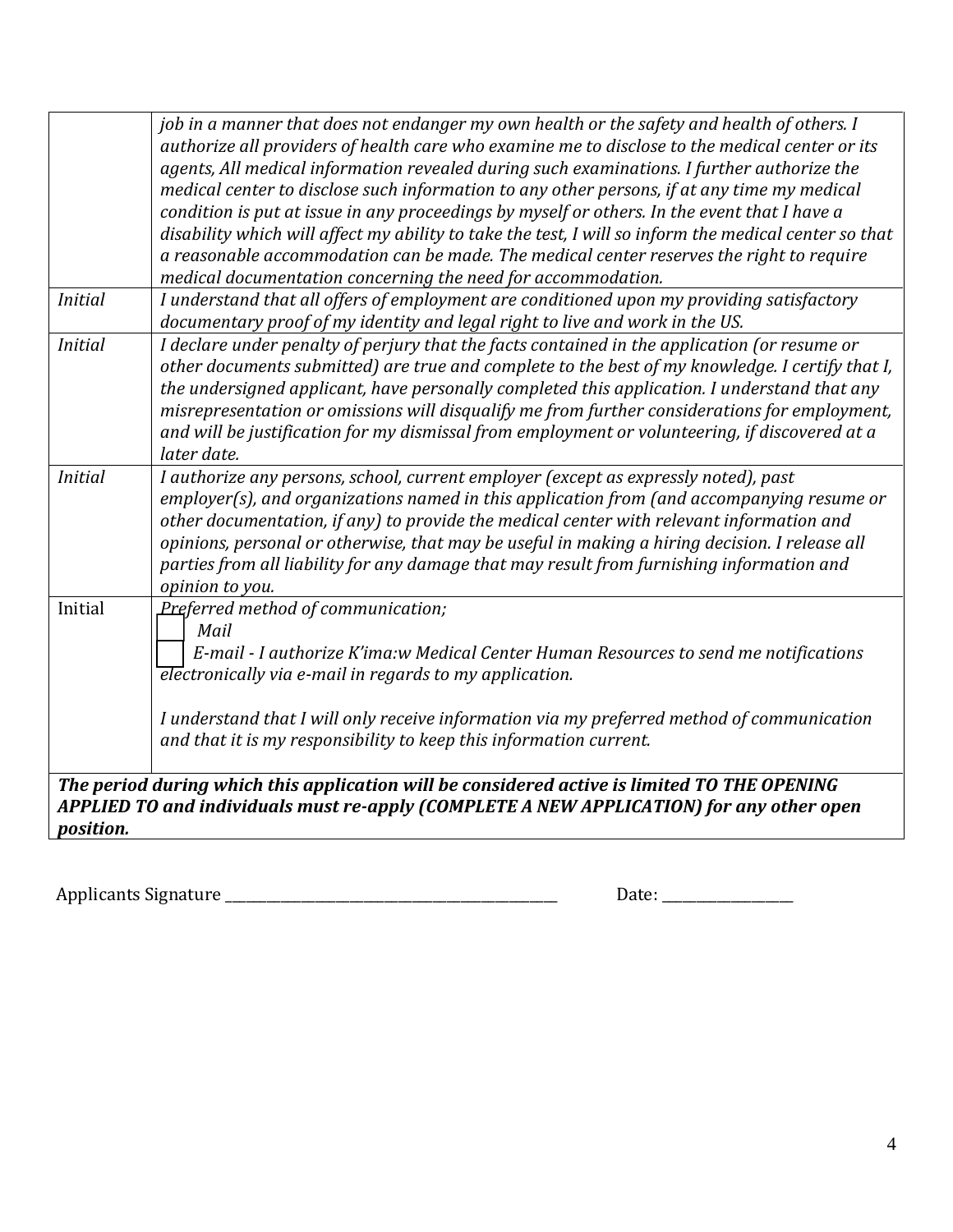| | |
|---|---|
| | *job in a manner that does not endanger my own health or the safety and health of others. I authorize all providers of health care who examine me to disclose to the medical center or its agents, All medical information revealed during such examinations. I further authorize the medical center to disclose such information to any other persons, if at any time my medical condition is put at issue in any proceedings by myself or others. In the event that I have a disability which will affect my ability to take the test, I will so inform the medical center so that a reasonable accommodation can be made. The medical center reserves the right to require medical documentation concerning the need for accommodation.* |
| *Initial* | *I understand that all offers of employment are conditioned upon my providing satisfactory documentary proof of my identity and legal right to live and work in the US.* |
| *Initial* | *I declare under penalty of perjury that the facts contained in the application (or resume or other documents submitted) are true and complete to the best of my knowledge. I certify that I, the undersigned applicant, have personally completed this application. I understand that any misrepresentation or omissions will disqualify me from further considerations for employment, and will be justification for my dismissal from employment or volunteering, if discovered at a later date.* |
| *Initial* | *I authorize any persons, school, current employer (except as expressly noted), past employer(s), and organizations named in this application from (and accompanying resume or other documentation, if any) to provide the medical center with relevant information and opinions, personal or otherwise, that may be useful in making a hiring decision. I release all parties from all liability for any damage that may result from furnishing information and opinion to you.* |
| Initial | *Preferred method of communication;*<br>☐ *Mail*<br>☐ *E-mail - I authorize K'ima:w Medical Center Human Resources to send me notifications electronically via e-mail in regards to my application.*<br><br>*I understand that I will only receive information via my preferred method of communication and that it is my responsibility to keep this information current.* |

***The period during which this application will be considered active is limited TO THE OPENING APPLIED TO and individuals must re-apply (COMPLETE A NEW APPLICATION) for any other open position.***

Applicants Signature _______________________________________ Date: _______________